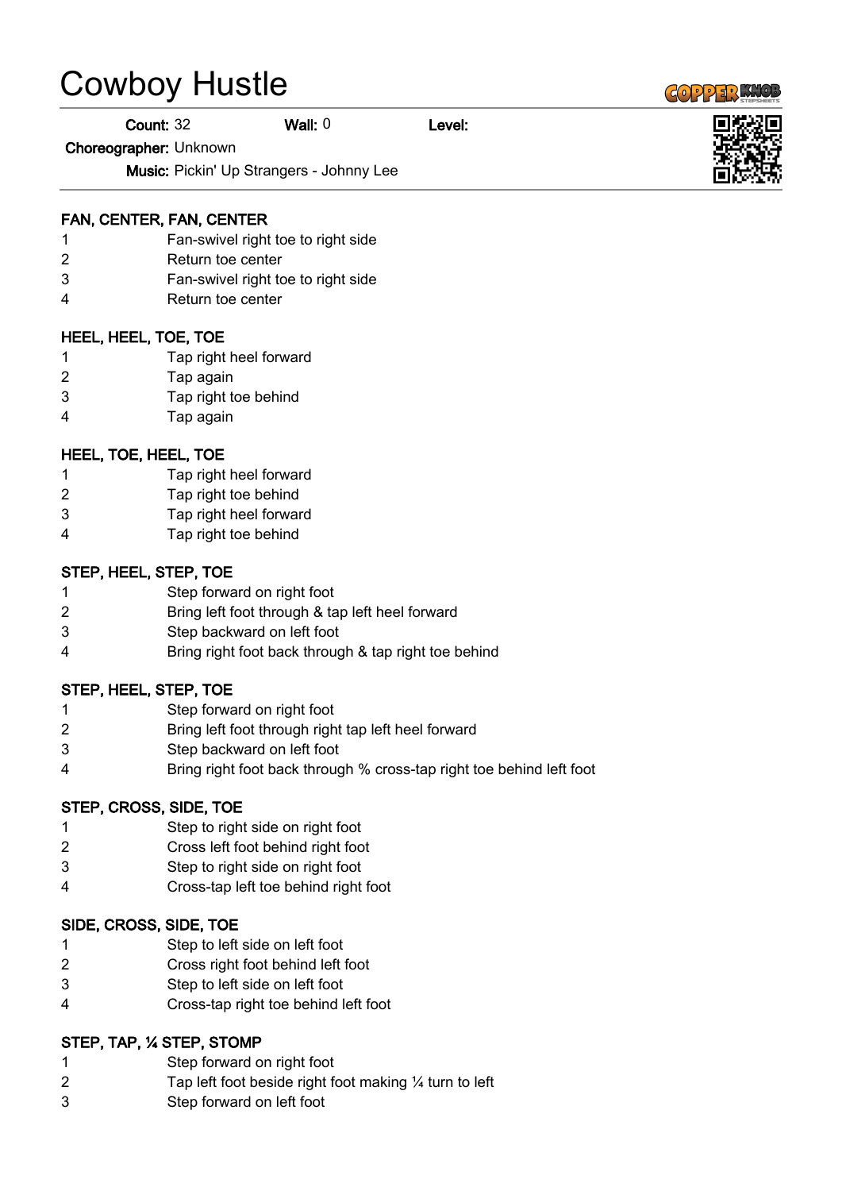# Cowboy Hustle

**Count:** 32 **Wall:** 0 **Level:**

**Choreographer:** Unknown

**Music:** Pickin' Up Strangers - Johnny Lee

**FAN, CENTER, FAN, CENTER**

1 Fan-swivel right toe to right side
2 Return toe center
3 Fan-swivel right toe to right side
4 Return toe center

**HEEL, HEEL, TOE, TOE**

1 Tap right heel forward
2 Tap again
3 Tap right toe behind
4 Tap again

**HEEL, TOE, HEEL, TOE**

1 Tap right heel forward
2 Tap right toe behind
3 Tap right heel forward
4 Tap right toe behind

**STEP, HEEL, STEP, TOE**

1 Step forward on right foot
2 Bring left foot through & tap left heel forward
3 Step backward on left foot
4 Bring right foot back through & tap right toe behind

**STEP, HEEL, STEP, TOE**

1 Step forward on right foot
2 Bring left foot through right tap left heel forward
3 Step backward on left foot
4 Bring right foot back through % cross-tap right toe behind left foot

**STEP, CROSS, SIDE, TOE**

1 Step to right side on right foot
2 Cross left foot behind right foot
3 Step to right side on right foot
4 Cross-tap left toe behind right foot

**SIDE, CROSS, SIDE, TOE**

1 Step to left side on left foot
2 Cross right foot behind left foot
3 Step to left side on left foot
4 Cross-tap right toe behind left foot

**STEP, TAP, ¼ STEP, STOMP**

1 Step forward on right foot
2 Tap left foot beside right foot making ¼ turn to left
3 Step forward on left foot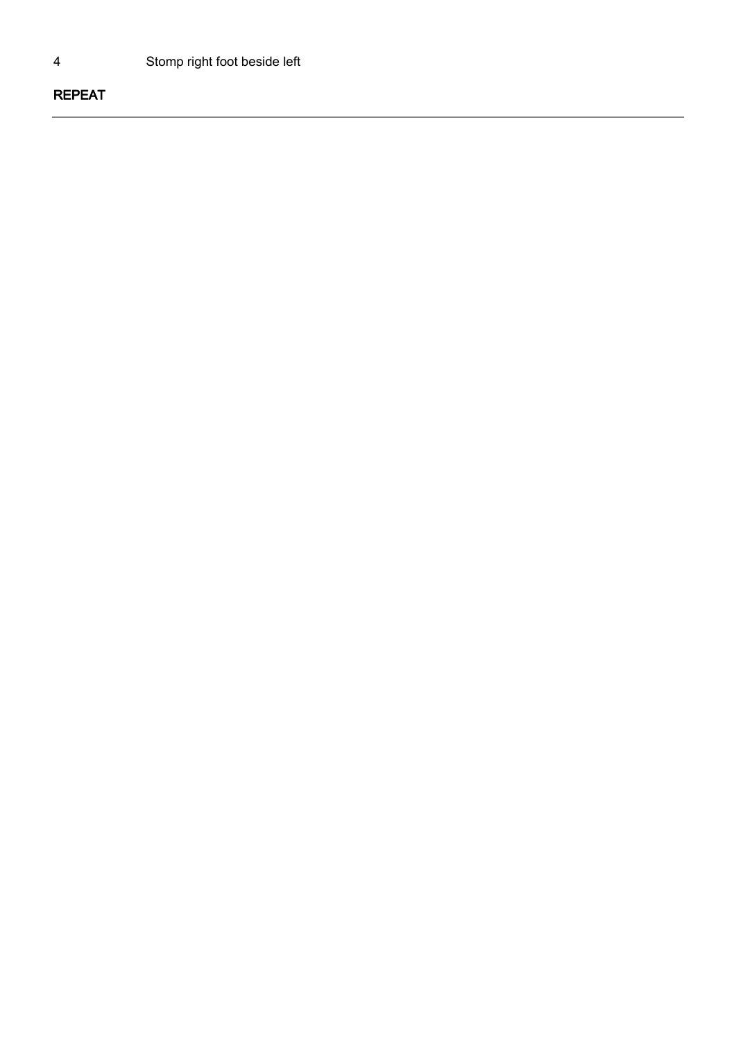4 Stomp right foot beside left

**REPEAT**

---